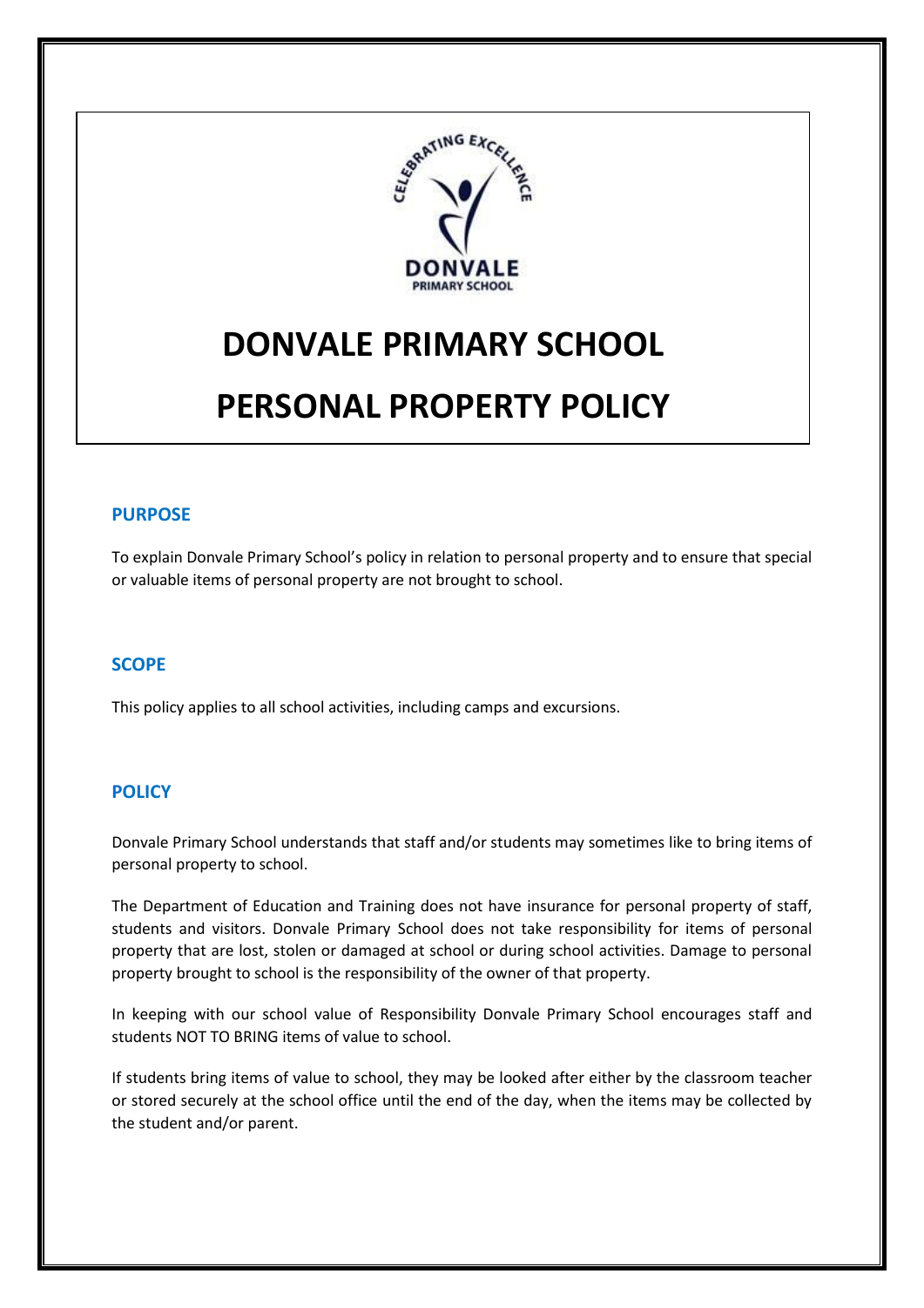# DONVALE PRIMARY SCHOOL

# PERSONAL PROPERTY POLICY

## PURPOSE

To explain Donvale Primary School's policy in relation to personal property and to ensure that special or valuable items of personal property are not brought to school.

## SCOPE

This policy applies to all school activities, including camps and excursions.

## POLICY

Donvale Primary School understands that staff and/or students may sometimes like to bring items of personal property to school.

The Department of Education and Training does not have insurance for personal property of staff, students and visitors. Donvale Primary School does not take responsibility for items of personal property that are lost, stolen or damaged at school or during school activities. Damage to personal property brought to school is the responsibility of the owner of that property.

In keeping with our school value of Responsibility Donvale Primary School encourages staff and students NOT TO BRING items of value to school.

If students bring items of value to school, they may be looked after either by the classroom teacher or stored securely at the school office until the end of the day, when the items may be collected by the student and/or parent.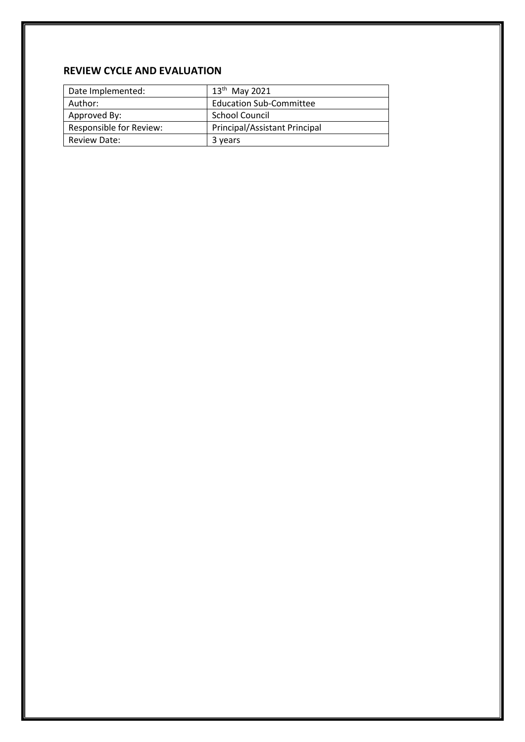## REVIEW CYCLE AND EVALUATION

| | |
|---|---|
| Date Implemented: | 13th May 2021 |
| Author: | Education Sub-Committee |
| Approved By: | School Council |
| Responsible for Review: | Principal/Assistant Principal |
| Review Date: | 3 years |